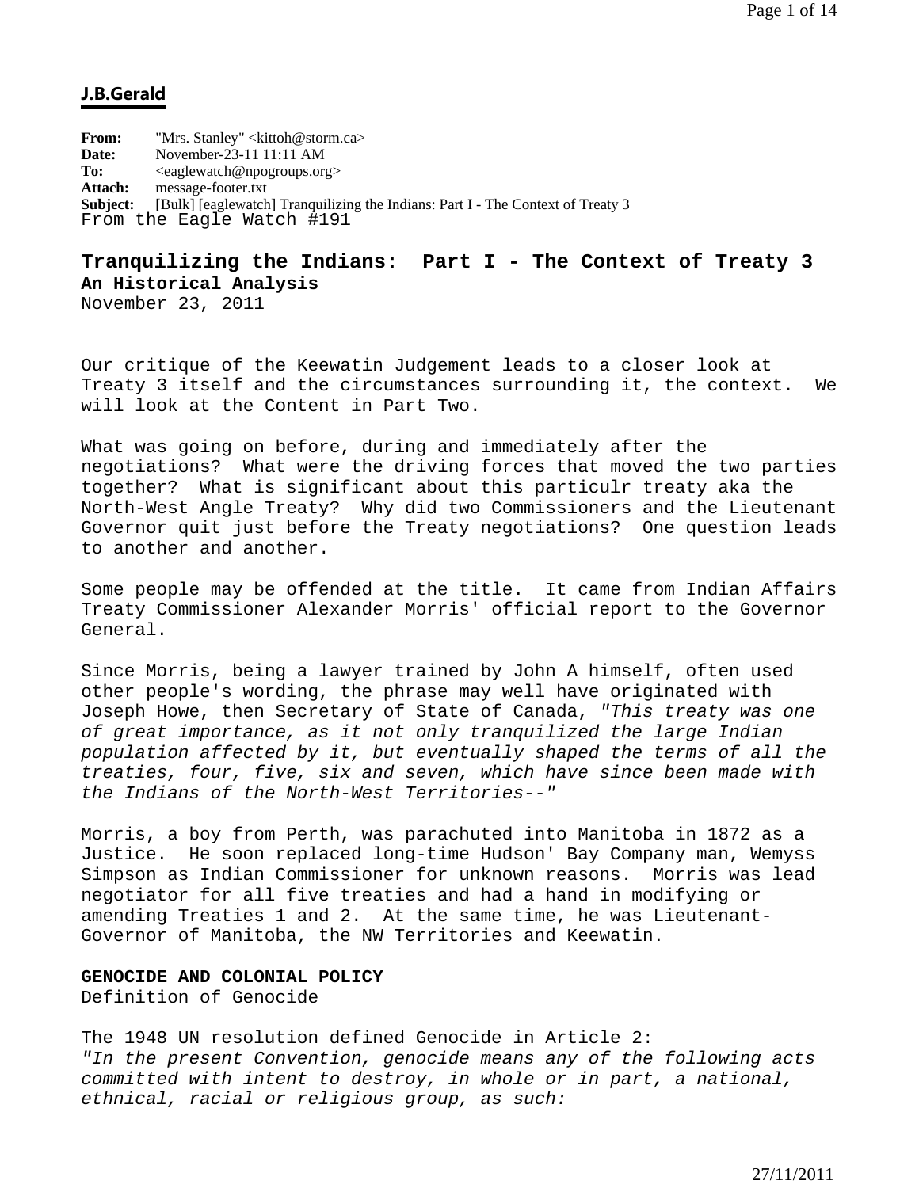**J.B.Gerald**

**From:** "Mrs. Stanley" <kittoh@storm.ca>
**Date:** November-23-11 11:11 AM
**To:** <eaglewatch@npogroups.org>
**Attach:** message-footer.txt
**Subject:** [Bulk] [eaglewatch] Tranquilizing the Indians: Part I - The Context of Treaty 3

From the Eagle Watch #191

## Tranquilizing the Indians: Part I - The Context of Treaty 3

**An Historical Analysis**

November 23, 2011

Our critique of the Keewatin Judgement leads to a closer look at Treaty 3 itself and the circumstances surrounding it, the context. We will look at the Content in Part Two.

What was going on before, during and immediately after the negotiations? What were the driving forces that moved the two parties together? What is significant about this particulr treaty aka the North-West Angle Treaty? Why did two Commissioners and the Lieutenant Governor quit just before the Treaty negotiations? One question leads to another and another.

Some people may be offended at the title. It came from Indian Affairs Treaty Commissioner Alexander Morris' official report to the Governor General.

Since Morris, being a lawyer trained by John A himself, often used other people's wording, the phrase may well have originated with Joseph Howe, then Secretary of State of Canada, *"This treaty was one of great importance, as it not only tranquilized the large Indian population affected by it, but eventually shaped the terms of all the treaties, four, five, six and seven, which have since been made with the Indians of the North-West Territories--"*

Morris, a boy from Perth, was parachuted into Manitoba in 1872 as a Justice. He soon replaced long-time Hudson' Bay Company man, Wemyss Simpson as Indian Commissioner for unknown reasons. Morris was lead negotiator for all five treaties and had a hand in modifying or amending Treaties 1 and 2. At the same time, he was Lieutenant-Governor of Manitoba, the NW Territories and Keewatin.

**GENOCIDE AND COLONIAL POLICY**

Definition of Genocide

The 1948 UN resolution defined Genocide in Article 2:
*"In the present Convention, genocide means any of the following acts committed with intent to destroy, in whole or in part, a national, ethnical, racial or religious group, as such:*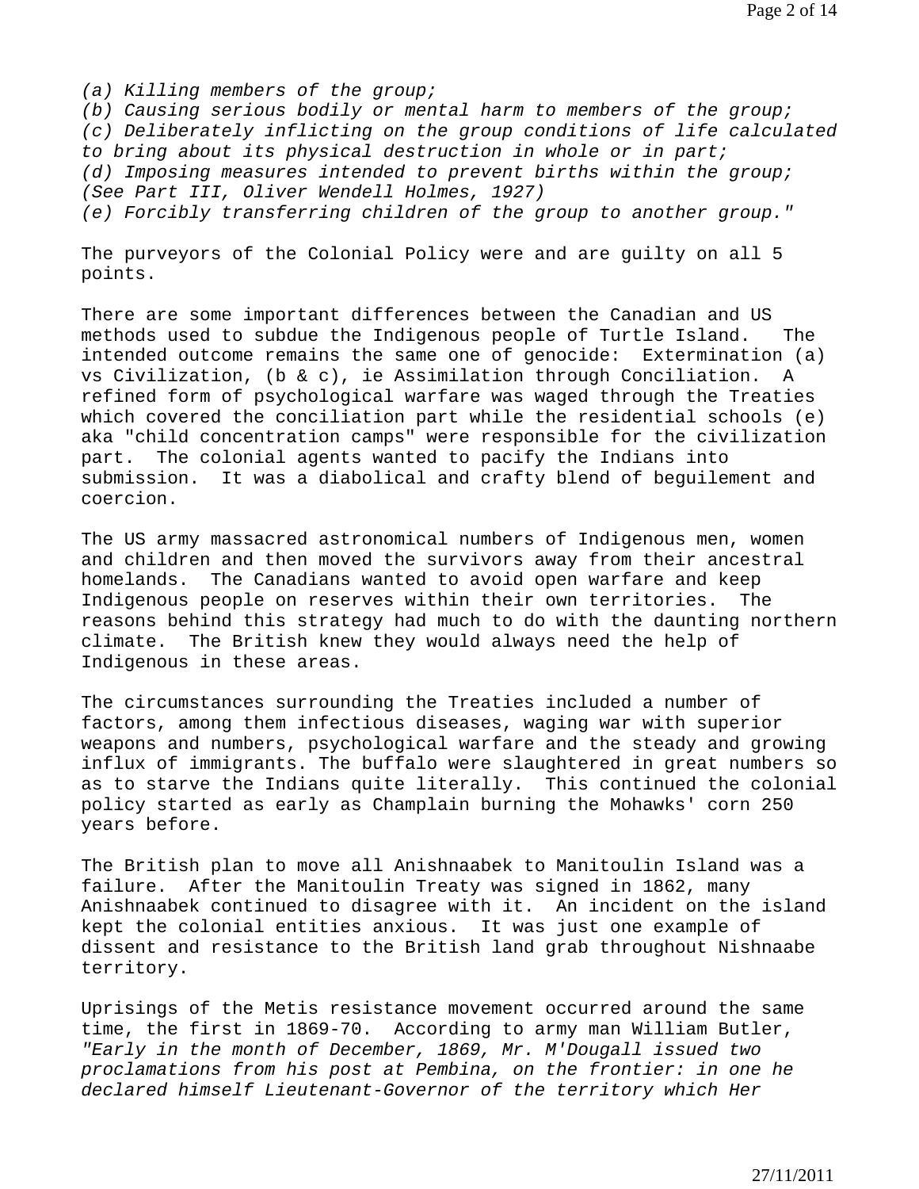*(a) Killing members of the group;*
*(b) Causing serious bodily or mental harm to members of the group;*
*(c) Deliberately inflicting on the group conditions of life calculated to bring about its physical destruction in whole or in part;*
*(d) Imposing measures intended to prevent births within the group;*
*(See Part III, Oliver Wendell Holmes, 1927)*
*(e) Forcibly transferring children of the group to another group."*

The purveyors of the Colonial Policy were and are guilty on all 5 points.

There are some important differences between the Canadian and US methods used to subdue the Indigenous people of Turtle Island. The intended outcome remains the same one of genocide: Extermination (a) vs Civilization, (b & c), ie Assimilation through Conciliation. A refined form of psychological warfare was waged through the Treaties which covered the conciliation part while the residential schools (e) aka "child concentration camps" were responsible for the civilization part. The colonial agents wanted to pacify the Indians into submission. It was a diabolical and crafty blend of beguilement and coercion.

The US army massacred astronomical numbers of Indigenous men, women and children and then moved the survivors away from their ancestral homelands. The Canadians wanted to avoid open warfare and keep Indigenous people on reserves within their own territories. The reasons behind this strategy had much to do with the daunting northern climate. The British knew they would always need the help of Indigenous in these areas.

The circumstances surrounding the Treaties included a number of factors, among them infectious diseases, waging war with superior weapons and numbers, psychological warfare and the steady and growing influx of immigrants. The buffalo were slaughtered in great numbers so as to starve the Indians quite literally. This continued the colonial policy started as early as Champlain burning the Mohawks' corn 250 years before.

The British plan to move all Anishnaabek to Manitoulin Island was a failure. After the Manitoulin Treaty was signed in 1862, many Anishnaabek continued to disagree with it. An incident on the island kept the colonial entities anxious. It was just one example of dissent and resistance to the British land grab throughout Nishnaabe territory.

Uprisings of the Metis resistance movement occurred around the same time, the first in 1869-70. According to army man William Butler, *"Early in the month of December, 1869, Mr. M'Dougall issued two proclamations from his post at Pembina, on the frontier: in one he declared himself Lieutenant-Governor of the territory which Her*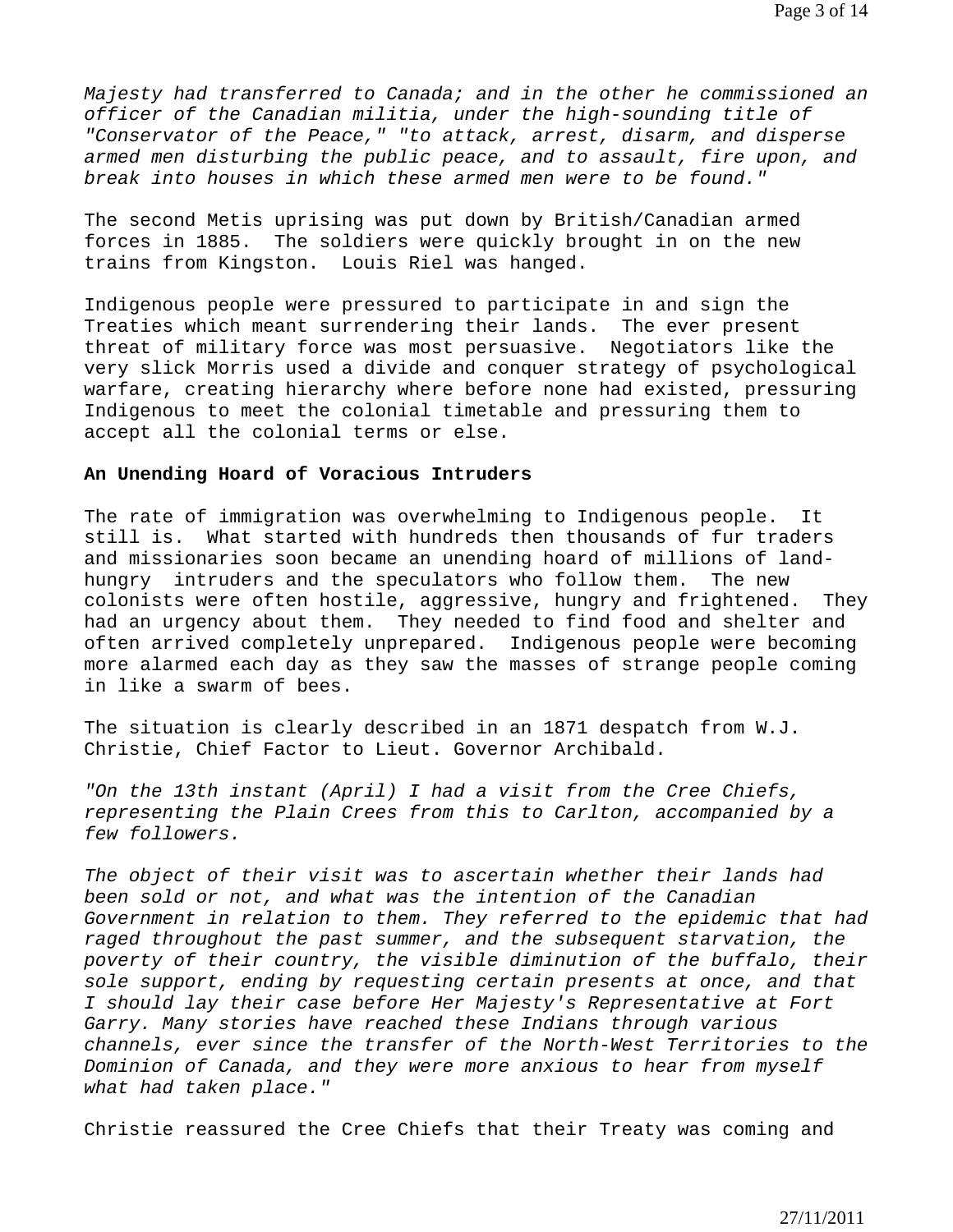*Majesty had transferred to Canada; and in the other he commissioned an officer of the Canadian militia, under the high-sounding title of "Conservator of the Peace," "to attack, arrest, disarm, and disperse armed men disturbing the public peace, and to assault, fire upon, and break into houses in which these armed men were to be found."*

The second Metis uprising was put down by British/Canadian armed forces in 1885. The soldiers were quickly brought in on the new trains from Kingston. Louis Riel was hanged.

Indigenous people were pressured to participate in and sign the Treaties which meant surrendering their lands. The ever present threat of military force was most persuasive. Negotiators like the very slick Morris used a divide and conquer strategy of psychological warfare, creating hierarchy where before none had existed, pressuring Indigenous to meet the colonial timetable and pressuring them to accept all the colonial terms or else.

**An Unending Hoard of Voracious Intruders**

The rate of immigration was overwhelming to Indigenous people. It still is. What started with hundreds then thousands of fur traders and missionaries soon became an unending hoard of millions of land-hungry intruders and the speculators who follow them. The new colonists were often hostile, aggressive, hungry and frightened. They had an urgency about them. They needed to find food and shelter and often arrived completely unprepared. Indigenous people were becoming more alarmed each day as they saw the masses of strange people coming in like a swarm of bees.

The situation is clearly described in an 1871 despatch from W.J. Christie, Chief Factor to Lieut. Governor Archibald.

*"On the 13th instant (April) I had a visit from the Cree Chiefs, representing the Plain Crees from this to Carlton, accompanied by a few followers.*

*The object of their visit was to ascertain whether their lands had been sold or not, and what was the intention of the Canadian Government in relation to them. They referred to the epidemic that had raged throughout the past summer, and the subsequent starvation, the poverty of their country, the visible diminution of the buffalo, their sole support, ending by requesting certain presents at once, and that I should lay their case before Her Majesty's Representative at Fort Garry. Many stories have reached these Indians through various channels, ever since the transfer of the North-West Territories to the Dominion of Canada, and they were more anxious to hear from myself what had taken place."*

Christie reassured the Cree Chiefs that their Treaty was coming and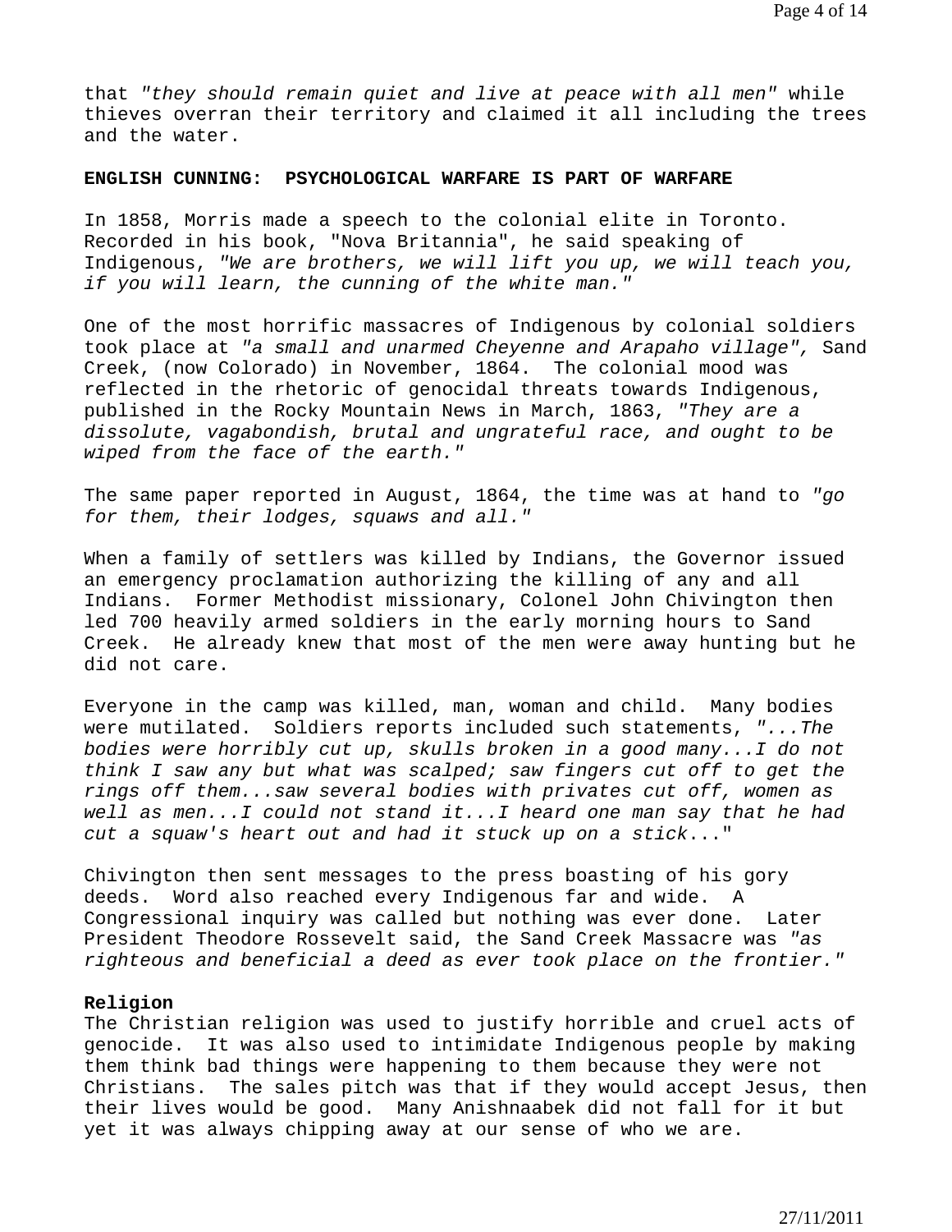that *"they should remain quiet and live at peace with all men"* while thieves overran their territory and claimed it all including the trees and the water.

**ENGLISH CUNNING: PSYCHOLOGICAL WARFARE IS PART OF WARFARE**

In 1858, Morris made a speech to the colonial elite in Toronto. Recorded in his book, "Nova Britannia", he said speaking of Indigenous, *"We are brothers, we will lift you up, we will teach you, if you will learn, the cunning of the white man."*

One of the most horrific massacres of Indigenous by colonial soldiers took place at *"a small and unarmed Cheyenne and Arapaho village",* Sand Creek, (now Colorado) in November, 1864. The colonial mood was reflected in the rhetoric of genocidal threats towards Indigenous, published in the Rocky Mountain News in March, 1863, *"They are a dissolute, vagabondish, brutal and ungrateful race, and ought to be wiped from the face of the earth."*

The same paper reported in August, 1864, the time was at hand to *"go for them, their lodges, squaws and all."*

When a family of settlers was killed by Indians, the Governor issued an emergency proclamation authorizing the killing of any and all Indians. Former Methodist missionary, Colonel John Chivington then led 700 heavily armed soldiers in the early morning hours to Sand Creek. He already knew that most of the men were away hunting but he did not care.

Everyone in the camp was killed, man, woman and child. Many bodies were mutilated. Soldiers reports included such statements, *"...The bodies were horribly cut up, skulls broken in a good many...I do not think I saw any but what was scalped; saw fingers cut off to get the rings off them...saw several bodies with privates cut off, women as well as men...I could not stand it...I heard one man say that he had cut a squaw's heart out and had it stuck up on a stick..."*

Chivington then sent messages to the press boasting of his gory deeds. Word also reached every Indigenous far and wide. A Congressional inquiry was called but nothing was ever done. Later President Theodore Rossevelt said, the Sand Creek Massacre was *"as righteous and beneficial a deed as ever took place on the frontier."*

**Religion**

The Christian religion was used to justify horrible and cruel acts of genocide. It was also used to intimidate Indigenous people by making them think bad things were happening to them because they were not Christians. The sales pitch was that if they would accept Jesus, then their lives would be good. Many Anishnaabek did not fall for it but yet it was always chipping away at our sense of who we are.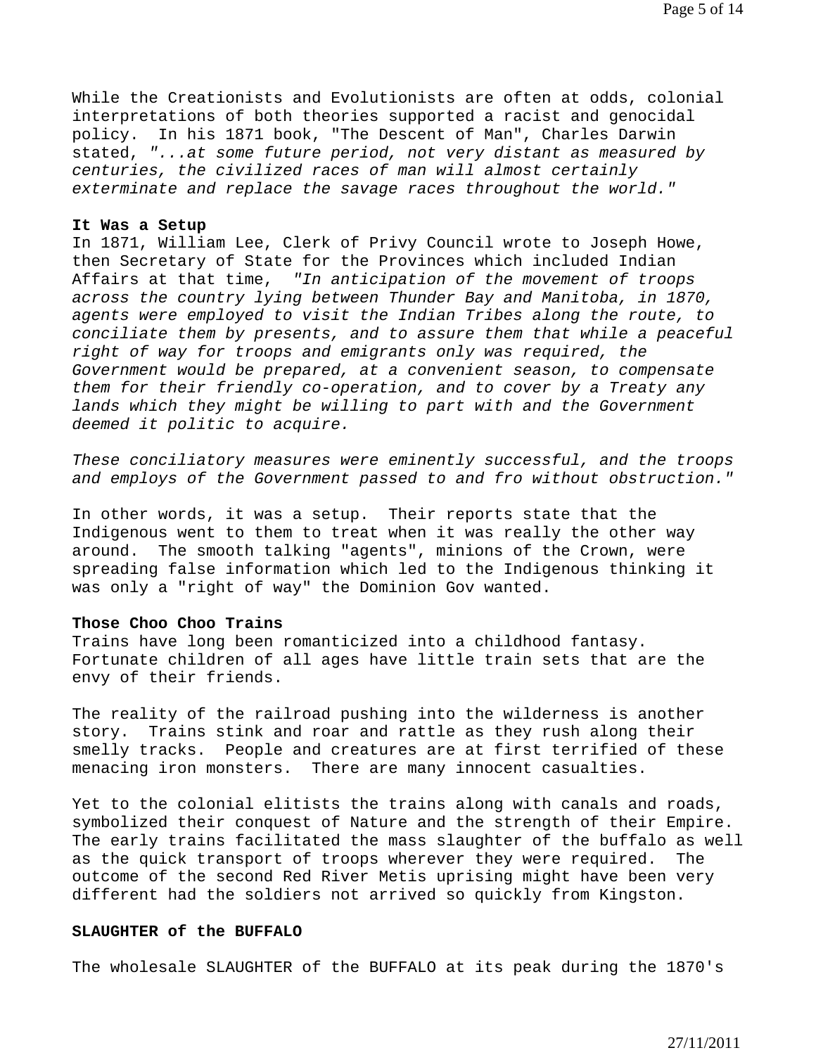While the Creationists and Evolutionists are often at odds, colonial interpretations of both theories supported a racist and genocidal policy. In his 1871 book, "The Descent of Man", Charles Darwin stated, *"...at some future period, not very distant as measured by centuries, the civilized races of man will almost certainly exterminate and replace the savage races throughout the world."*

**It Was a Setup**

In 1871, William Lee, Clerk of Privy Council wrote to Joseph Howe, then Secretary of State for the Provinces which included Indian Affairs at that time, *"In anticipation of the movement of troops across the country lying between Thunder Bay and Manitoba, in 1870, agents were employed to visit the Indian Tribes along the route, to conciliate them by presents, and to assure them that while a peaceful right of way for troops and emigrants only was required, the Government would be prepared, at a convenient season, to compensate them for their friendly co-operation, and to cover by a Treaty any lands which they might be willing to part with and the Government deemed it politic to acquire.*

*These conciliatory measures were eminently successful, and the troops and employs of the Government passed to and fro without obstruction."*

In other words, it was a setup. Their reports state that the Indigenous went to them to treat when it was really the other way around. The smooth talking "agents", minions of the Crown, were spreading false information which led to the Indigenous thinking it was only a "right of way" the Dominion Gov wanted.

**Those Choo Choo Trains**

Trains have long been romanticized into a childhood fantasy. Fortunate children of all ages have little train sets that are the envy of their friends.

The reality of the railroad pushing into the wilderness is another story. Trains stink and roar and rattle as they rush along their smelly tracks. People and creatures are at first terrified of these menacing iron monsters. There are many innocent casualties.

Yet to the colonial elitists the trains along with canals and roads, symbolized their conquest of Nature and the strength of their Empire. The early trains facilitated the mass slaughter of the buffalo as well as the quick transport of troops wherever they were required. The outcome of the second Red River Metis uprising might have been very different had the soldiers not arrived so quickly from Kingston.

**SLAUGHTER of the BUFFALO**

The wholesale SLAUGHTER of the BUFFALO at its peak during the 1870's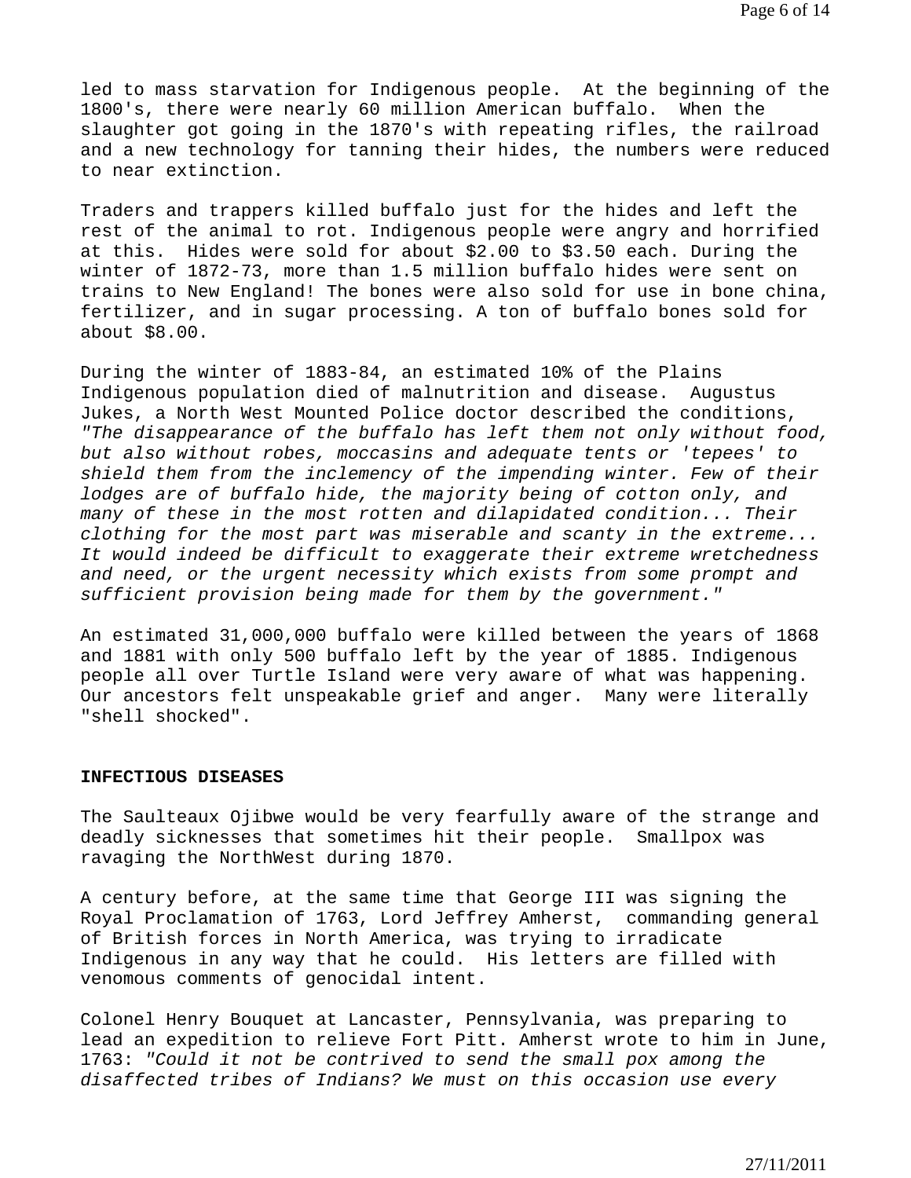led to mass starvation for Indigenous people. At the beginning of the 1800's, there were nearly 60 million American buffalo. When the slaughter got going in the 1870's with repeating rifles, the railroad and a new technology for tanning their hides, the numbers were reduced to near extinction.

Traders and trappers killed buffalo just for the hides and left the rest of the animal to rot. Indigenous people were angry and horrified at this. Hides were sold for about $2.00 to $3.50 each. During the winter of 1872-73, more than 1.5 million buffalo hides were sent on trains to New England! The bones were also sold for use in bone china, fertilizer, and in sugar processing. A ton of buffalo bones sold for about $8.00.

During the winter of 1883-84, an estimated 10% of the Plains Indigenous population died of malnutrition and disease. Augustus Jukes, a North West Mounted Police doctor described the conditions, *"The disappearance of the buffalo has left them not only without food, but also without robes, moccasins and adequate tents or 'tepees' to shield them from the inclemency of the impending winter. Few of their lodges are of buffalo hide, the majority being of cotton only, and many of these in the most rotten and dilapidated condition... Their clothing for the most part was miserable and scanty in the extreme... It would indeed be difficult to exaggerate their extreme wretchedness and need, or the urgent necessity which exists from some prompt and sufficient provision being made for them by the government."*

An estimated 31,000,000 buffalo were killed between the years of 1868 and 1881 with only 500 buffalo left by the year of 1885. Indigenous people all over Turtle Island were very aware of what was happening. Our ancestors felt unspeakable grief and anger. Many were literally "shell shocked".

**INFECTIOUS DISEASES**

The Saulteaux Ojibwe would be very fearfully aware of the strange and deadly sicknesses that sometimes hit their people. Smallpox was ravaging the NorthWest during 1870.

A century before, at the same time that George III was signing the Royal Proclamation of 1763, Lord Jeffrey Amherst, commanding general of British forces in North America, was trying to irradicate Indigenous in any way that he could. His letters are filled with venomous comments of genocidal intent.

Colonel Henry Bouquet at Lancaster, Pennsylvania, was preparing to lead an expedition to relieve Fort Pitt. Amherst wrote to him in June, 1763: *"Could it not be contrived to send the small pox among the disaffected tribes of Indians? We must on this occasion use every*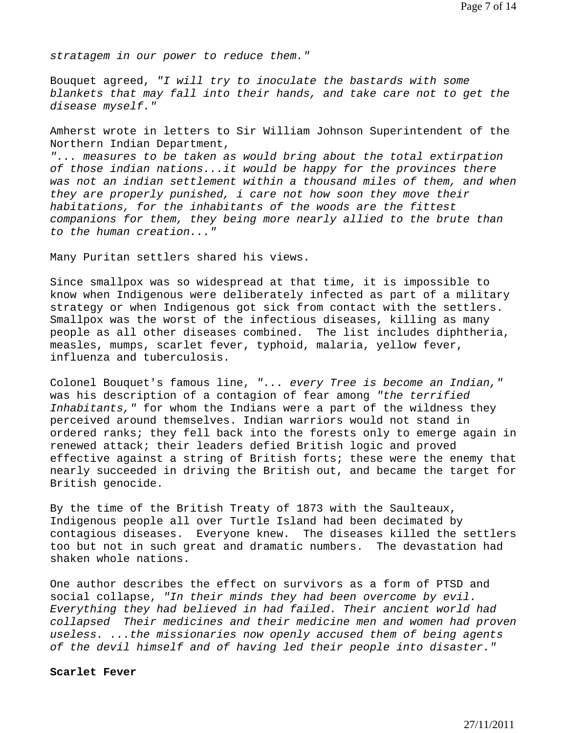*stratagem in our power to reduce them."*

Bouquet agreed, *"I will try to inoculate the bastards with some blankets that may fall into their hands, and take care not to get the disease myself."*

Amherst wrote in letters to Sir William Johnson Superintendent of the Northern Indian Department,
*"... measures to be taken as would bring about the total extirpation of those indian nations...it would be happy for the provinces there was not an indian settlement within a thousand miles of them, and when they are properly punished, i care not how soon they move their habitations, for the inhabitants of the woods are the fittest companions for them, they being more nearly allied to the brute than to the human creation..."*

Many Puritan settlers shared his views.

Since smallpox was so widespread at that time, it is impossible to know when Indigenous were deliberately infected as part of a military strategy or when Indigenous got sick from contact with the settlers. Smallpox was the worst of the infectious diseases, killing as many people as all other diseases combined. The list includes diphtheria, measles, mumps, scarlet fever, typhoid, malaria, yellow fever, influenza and tuberculosis.

Colonel Bouquet's famous line, *"... every Tree is become an Indian,"* was his description of a contagion of fear among *"the terrified Inhabitants,"* for whom the Indians were a part of the wildness they perceived around themselves. Indian warriors would not stand in ordered ranks; they fell back into the forests only to emerge again in renewed attack; their leaders defied British logic and proved effective against a string of British forts; these were the enemy that nearly succeeded in driving the British out, and became the target for British genocide.

By the time of the British Treaty of 1873 with the Saulteaux, Indigenous people all over Turtle Island had been decimated by contagious diseases. Everyone knew. The diseases killed the settlers too but not in such great and dramatic numbers. The devastation had shaken whole nations.

One author describes the effect on survivors as a form of PTSD and social collapse, *"In their minds they had been overcome by evil. Everything they had believed in had failed. Their ancient world had collapsed Their medicines and their medicine men and women had proven useless. ...the missionaries now openly accused them of being agents of the devil himself and of having led their people into disaster."*

**Scarlet Fever**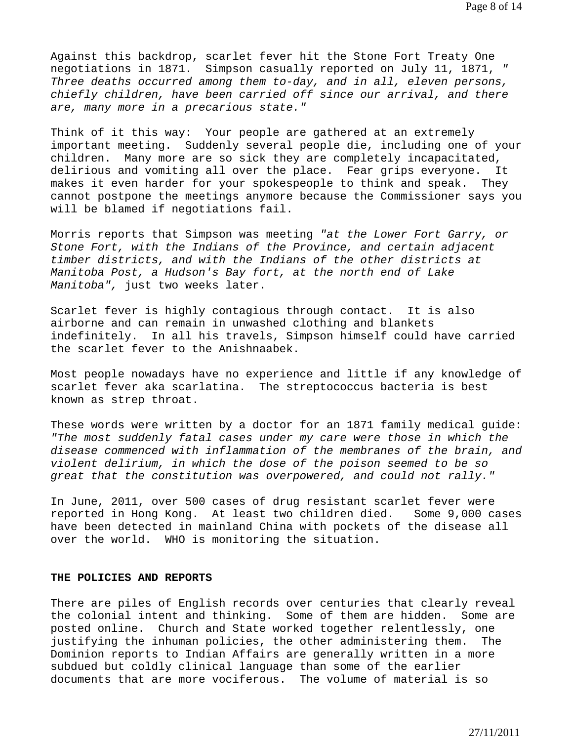Against this backdrop, scarlet fever hit the Stone Fort Treaty One negotiations in 1871. Simpson casually reported on July 11, 1871, *" Three deaths occurred among them to-day, and in all, eleven persons, chiefly children, have been carried off since our arrival, and there are, many more in a precarious state."*

Think of it this way: Your people are gathered at an extremely important meeting. Suddenly several people die, including one of your children. Many more are so sick they are completely incapacitated, delirious and vomiting all over the place. Fear grips everyone. It makes it even harder for your spokespeople to think and speak. They cannot postpone the meetings anymore because the Commissioner says you will be blamed if negotiations fail.

Morris reports that Simpson was meeting *"at the Lower Fort Garry, or Stone Fort, with the Indians of the Province, and certain adjacent timber districts, and with the Indians of the other districts at Manitoba Post, a Hudson's Bay fort, at the north end of Lake Manitoba",* just two weeks later.

Scarlet fever is highly contagious through contact. It is also airborne and can remain in unwashed clothing and blankets indefinitely. In all his travels, Simpson himself could have carried the scarlet fever to the Anishnaabek.

Most people nowadays have no experience and little if any knowledge of scarlet fever aka scarlatina. The streptococcus bacteria is best known as strep throat.

These words were written by a doctor for an 1871 family medical guide: *"The most suddenly fatal cases under my care were those in which the disease commenced with inflammation of the membranes of the brain, and violent delirium, in which the dose of the poison seemed to be so great that the constitution was overpowered, and could not rally."*

In June, 2011, over 500 cases of drug resistant scarlet fever were reported in Hong Kong. At least two children died. Some 9,000 cases have been detected in mainland China with pockets of the disease all over the world. WHO is monitoring the situation.

**THE POLICIES AND REPORTS**

There are piles of English records over centuries that clearly reveal the colonial intent and thinking. Some of them are hidden. Some are posted online. Church and State worked together relentlessly, one justifying the inhuman policies, the other administering them. The Dominion reports to Indian Affairs are generally written in a more subdued but coldly clinical language than some of the earlier documents that are more vociferous. The volume of material is so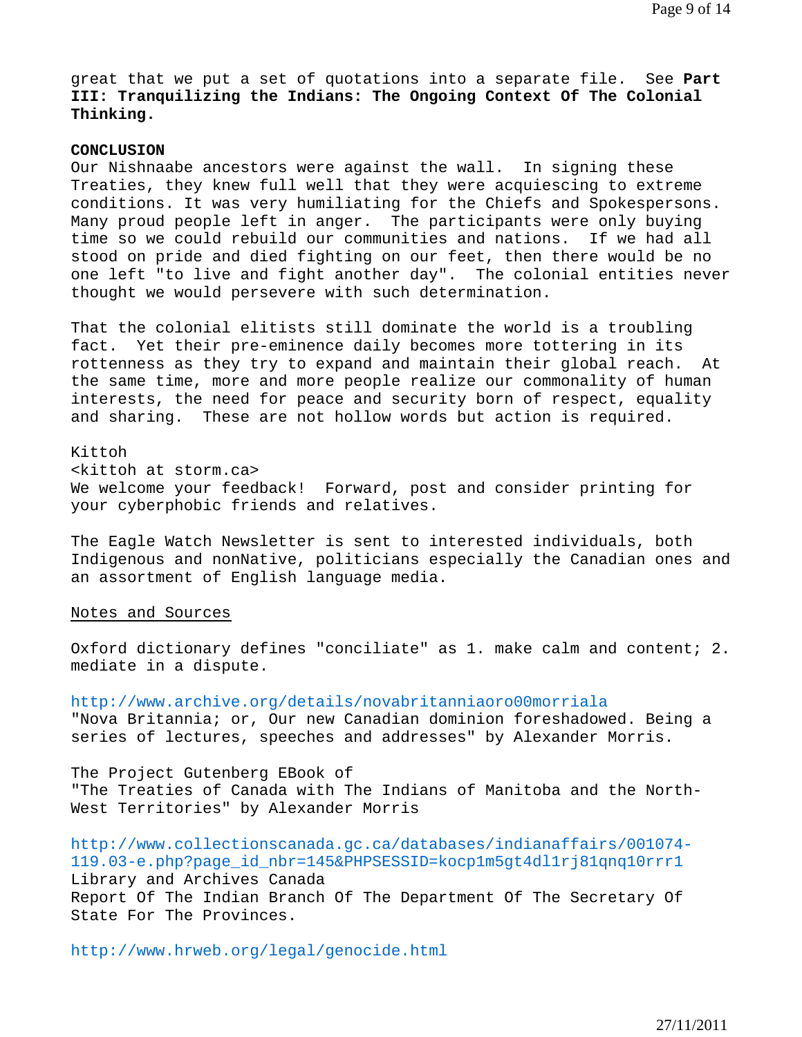great that we put a set of quotations into a separate file. See **Part III: Tranquilizing the Indians: The Ongoing Context Of The Colonial Thinking.**

**CONCLUSION**

Our Nishnaabe ancestors were against the wall. In signing these Treaties, they knew full well that they were acquiescing to extreme conditions. It was very humiliating for the Chiefs and Spokespersons. Many proud people left in anger. The participants were only buying time so we could rebuild our communities and nations. If we had all stood on pride and died fighting on our feet, then there would be no one left "to live and fight another day". The colonial entities never thought we would persevere with such determination.

That the colonial elitists still dominate the world is a troubling fact. Yet their pre-eminence daily becomes more tottering in its rottenness as they try to expand and maintain their global reach. At the same time, more and more people realize our commonality of human interests, the need for peace and security born of respect, equality and sharing. These are not hollow words but action is required.

Kittoh
<kittoh at storm.ca>
We welcome your feedback! Forward, post and consider printing for your cyberphobic friends and relatives.

The Eagle Watch Newsletter is sent to interested individuals, both Indigenous and nonNative, politicians especially the Canadian ones and an assortment of English language media.

<u>Notes and Sources</u>

Oxford dictionary defines "conciliate" as 1. make calm and content; 2. mediate in a dispute.

http://www.archive.org/details/novabritanniaoro00morriala
"Nova Britannia; or, Our new Canadian dominion foreshadowed. Being a series of lectures, speeches and addresses" by Alexander Morris.

The Project Gutenberg EBook of
"The Treaties of Canada with The Indians of Manitoba and the North-West Territories" by Alexander Morris

http://www.collectionscanada.gc.ca/databases/indianaffairs/001074-119.03-e.php?page_id_nbr=145&PHPSESSID=kocp1m5gt4dl1rj81qnq10rrr1
Library and Archives Canada
Report Of The Indian Branch Of The Department Of The Secretary Of State For The Provinces.

http://www.hrweb.org/legal/genocide.html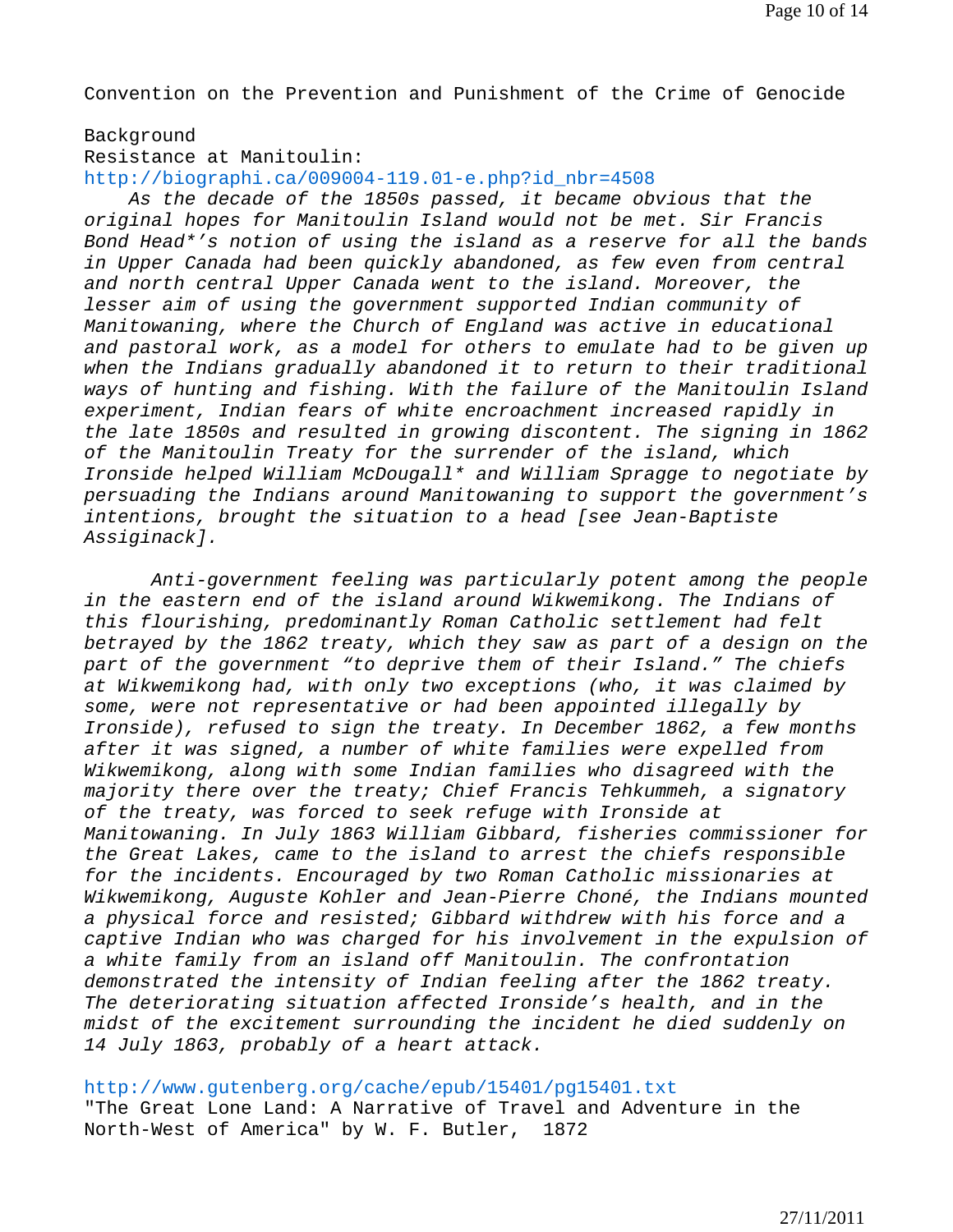Convention on the Prevention and Punishment of the Crime of Genocide

Background
Resistance at Manitoulin:
http://biographi.ca/009004-119.01-e.php?id_nbr=4508

*As the decade of the 1850s passed, it became obvious that the original hopes for Manitoulin Island would not be met. Sir Francis Bond Head*'s notion of using the island as a reserve for all the bands in Upper Canada had been quickly abandoned, as few even from central and north central Upper Canada went to the island. Moreover, the lesser aim of using the government supported Indian community of Manitowaning, where the Church of England was active in educational and pastoral work, as a model for others to emulate had to be given up when the Indians gradually abandoned it to return to their traditional ways of hunting and fishing. With the failure of the Manitoulin Island experiment, Indian fears of white encroachment increased rapidly in the late 1850s and resulted in growing discontent. The signing in 1862 of the Manitoulin Treaty for the surrender of the island, which Ironside helped William McDougall* and William Spragge to negotiate by persuading the Indians around Manitowaning to support the government's intentions, brought the situation to a head [see Jean-Baptiste Assiginack].*

*Anti-government feeling was particularly potent among the people in the eastern end of the island around Wikwemikong. The Indians of this flourishing, predominantly Roman Catholic settlement had felt betrayed by the 1862 treaty, which they saw as part of a design on the part of the government "to deprive them of their Island." The chiefs at Wikwemikong had, with only two exceptions (who, it was claimed by some, were not representative or had been appointed illegally by Ironside), refused to sign the treaty. In December 1862, a few months after it was signed, a number of white families were expelled from Wikwemikong, along with some Indian families who disagreed with the majority there over the treaty; Chief Francis Tehkummeh, a signatory of the treaty, was forced to seek refuge with Ironside at Manitowaning. In July 1863 William Gibbard, fisheries commissioner for the Great Lakes, came to the island to arrest the chiefs responsible for the incidents. Encouraged by two Roman Catholic missionaries at Wikwemikong, Auguste Kohler and Jean-Pierre Choné, the Indians mounted a physical force and resisted; Gibbard withdrew with his force and a captive Indian who was charged for his involvement in the expulsion of a white family from an island off Manitoulin. The confrontation demonstrated the intensity of Indian feeling after the 1862 treaty. The deteriorating situation affected Ironside's health, and in the midst of the excitement surrounding the incident he died suddenly on 14 July 1863, probably of a heart attack.*

http://www.gutenberg.org/cache/epub/15401/pg15401.txt
"The Great Lone Land: A Narrative of Travel and Adventure in the North-West of America" by W. F. Butler, 1872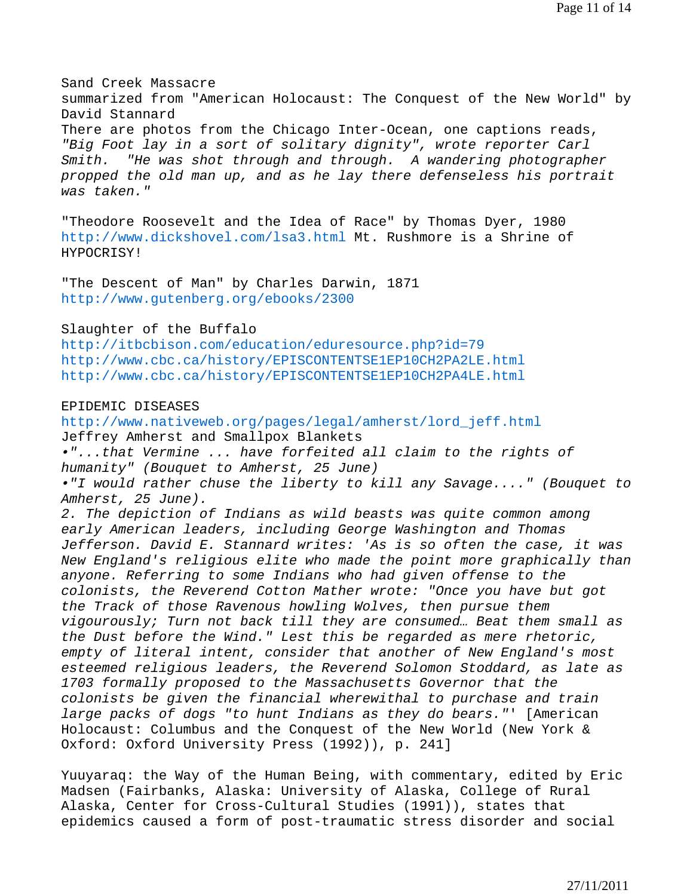Sand Creek Massacre
summarized from "American Holocaust: The Conquest of the New World" by David Stannard
There are photos from the Chicago Inter-Ocean, one captions reads, *"Big Foot lay in a sort of solitary dignity", wrote reporter Carl Smith. "He was shot through and through. A wandering photographer propped the old man up, and as he lay there defenseless his portrait was taken."*

"Theodore Roosevelt and the Idea of Race" by Thomas Dyer, 1980
http://www.dickshovel.com/lsa3.html Mt. Rushmore is a Shrine of HYPOCRISY!

"The Descent of Man" by Charles Darwin, 1871
http://www.gutenberg.org/ebooks/2300

Slaughter of the Buffalo
http://itbcbison.com/education/eduresource.php?id=79
http://www.cbc.ca/history/EPISCONTENTSE1EP10CH2PA2LE.html
http://www.cbc.ca/history/EPISCONTENTSE1EP10CH2PA4LE.html

EPIDEMIC DISEASES
http://www.nativeweb.org/pages/legal/amherst/lord_jeff.html
Jeffrey Amherst and Smallpox Blankets
- *"...that Vermine ... have forfeited all claim to the rights of humanity" (Bouquet to Amherst, 25 June)*
- *"I would rather chuse the liberty to kill any Savage...." (Bouquet to Amherst, 25 June).*

*2. The depiction of Indians as wild beasts was quite common among early American leaders, including George Washington and Thomas Jefferson. David E. Stannard writes: 'As is so often the case, it was New England's religious elite who made the point more graphically than anyone. Referring to some Indians who had given offense to the colonists, the Reverend Cotton Mather wrote: "Once you have but got the Track of those Ravenous howling Wolves, then pursue them vigourously; Turn not back till they are consumed… Beat them small as the Dust before the Wind." Lest this be regarded as mere rhetoric, empty of literal intent, consider that another of New England's most esteemed religious leaders, the Reverend Solomon Stoddard, as late as 1703 formally proposed to the Massachusetts Governor that the colonists be given the financial wherewithal to purchase and train large packs of dogs "to hunt Indians as they do bears."'* [American Holocaust: Columbus and the Conquest of the New World (New York & Oxford: Oxford University Press (1992)), p. 241]

Yuuyaraq: the Way of the Human Being, with commentary, edited by Eric Madsen (Fairbanks, Alaska: University of Alaska, College of Rural Alaska, Center for Cross-Cultural Studies (1991)), states that epidemics caused a form of post-traumatic stress disorder and social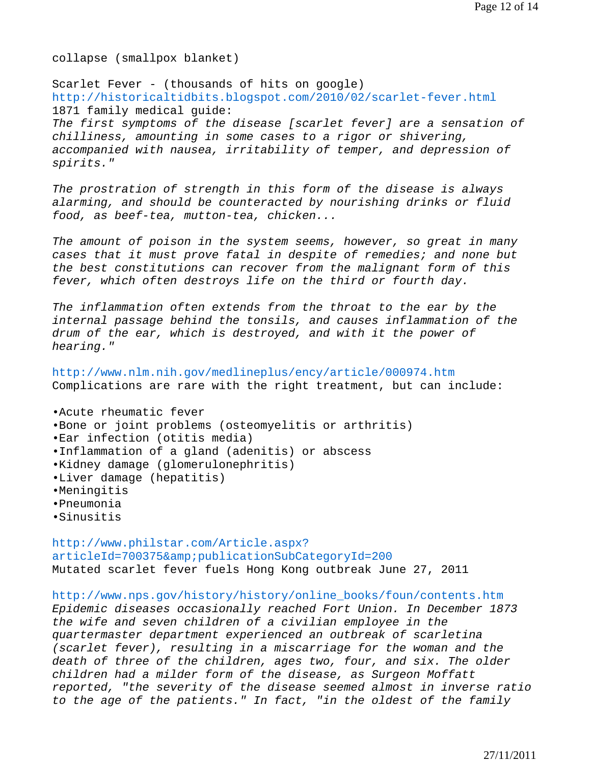collapse (smallpox blanket)

Scarlet Fever - (thousands of hits on google)
http://historicaltidbits.blogspot.com/2010/02/scarlet-fever.html
1871 family medical guide:
*The first symptoms of the disease [scarlet fever] are a sensation of chilliness, amounting in some cases to a rigor or shivering, accompanied with nausea, irritability of temper, and depression of spirits."*

*The prostration of strength in this form of the disease is always alarming, and should be counteracted by nourishing drinks or fluid food, as beef-tea, mutton-tea, chicken...*

*The amount of poison in the system seems, however, so great in many cases that it must prove fatal in despite of remedies; and none but the best constitutions can recover from the malignant form of this fever, which often destroys life on the third or fourth day.*

*The inflammation often extends from the throat to the ear by the internal passage behind the tonsils, and causes inflammation of the drum of the ear, which is destroyed, and with it the power of hearing."*

http://www.nlm.nih.gov/medlineplus/ency/article/000974.htm
Complications are rare with the right treatment, but can include:

- Acute rheumatic fever
- Bone or joint problems (osteomyelitis or arthritis)
- Ear infection (otitis media)
- Inflammation of a gland (adenitis) or abscess
- Kidney damage (glomerulonephritis)
- Liver damage (hepatitis)
- Meningitis
- Pneumonia
- Sinusitis

http://www.philstar.com/Article.aspx?articleId=700375&amp;publicationSubCategoryId=200
Mutated scarlet fever fuels Hong Kong outbreak June 27, 2011

http://www.nps.gov/history/history/online_books/foun/contents.htm
*Epidemic diseases occasionally reached Fort Union. In December 1873 the wife and seven children of a civilian employee in the quartermaster department experienced an outbreak of scarletina (scarlet fever), resulting in a miscarriage for the woman and the death of three of the children, ages two, four, and six. The older children had a milder form of the disease, as Surgeon Moffatt reported, "the severity of the disease seemed almost in inverse ratio to the age of the patients." In fact, "in the oldest of the family*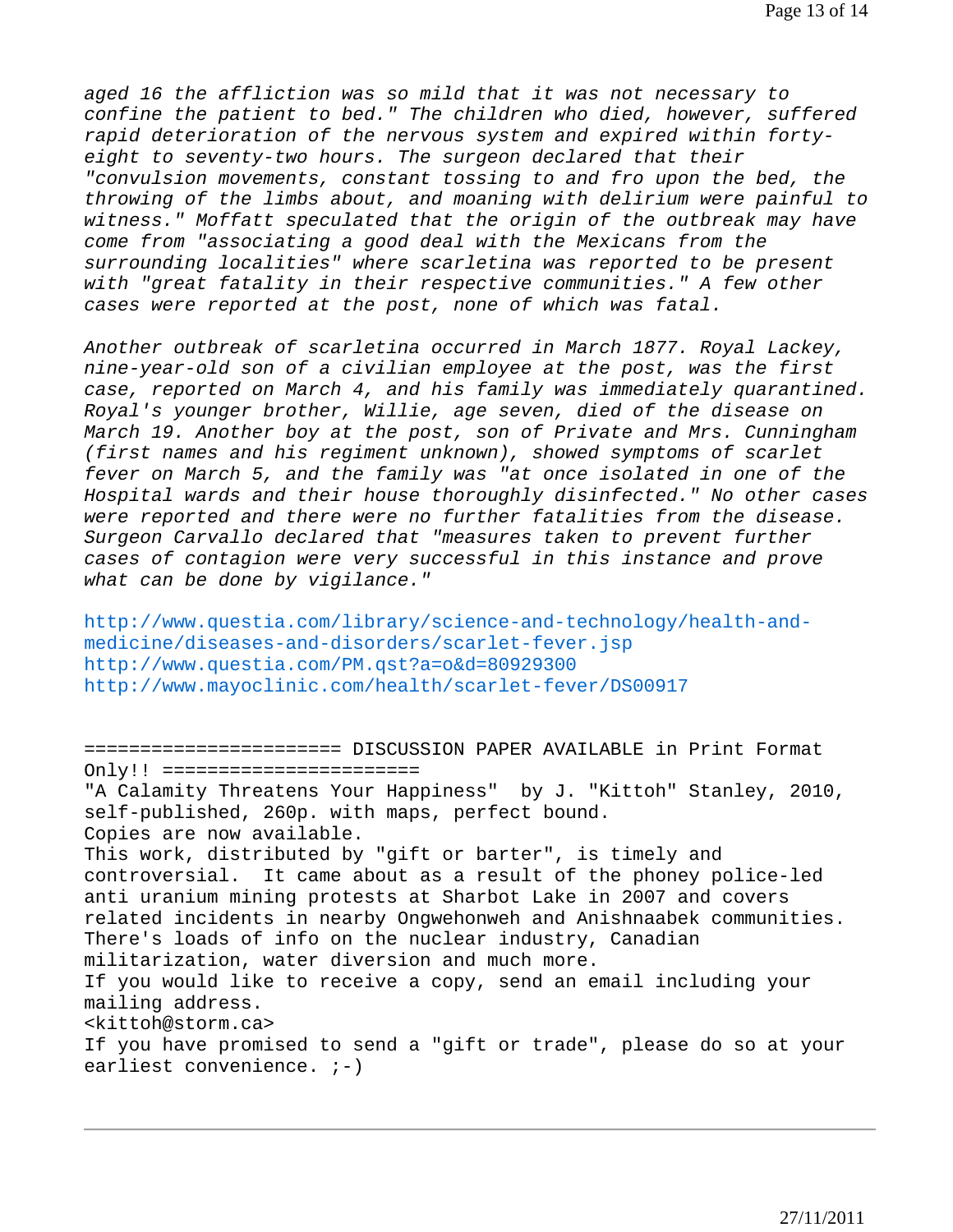*aged 16 the affliction was so mild that it was not necessary to confine the patient to bed." The children who died, however, suffered rapid deterioration of the nervous system and expired within forty-eight to seventy-two hours. The surgeon declared that their "convulsion movements, constant tossing to and fro upon the bed, the throwing of the limbs about, and moaning with delirium were painful to witness." Moffatt speculated that the origin of the outbreak may have come from "associating a good deal with the Mexicans from the surrounding localities" where scarletina was reported to be present with "great fatality in their respective communities." A few other cases were reported at the post, none of which was fatal.*

*Another outbreak of scarletina occurred in March 1877. Royal Lackey, nine-year-old son of a civilian employee at the post, was the first case, reported on March 4, and his family was immediately quarantined. Royal's younger brother, Willie, age seven, died of the disease on March 19. Another boy at the post, son of Private and Mrs. Cunningham (first names and his regiment unknown), showed symptoms of scarlet fever on March 5, and the family was "at once isolated in one of the Hospital wards and their house thoroughly disinfected." No other cases were reported and there were no further fatalities from the disease. Surgeon Carvallo declared that "measures taken to prevent further cases of contagion were very successful in this instance and prove what can be done by vigilance."*

http://www.questia.com/library/science-and-technology/health-and-medicine/diseases-and-disorders/scarlet-fever.jsp
http://www.questia.com/PM.qst?a=o&d=80929300
http://www.mayoclinic.com/health/scarlet-fever/DS00917

====================== DISCUSSION PAPER AVAILABLE in Print Format Only!! ======================

"A Calamity Threatens Your Happiness" by J. "Kittoh" Stanley, 2010, self-published, 260p. with maps, perfect bound.
Copies are now available.
This work, distributed by "gift or barter", is timely and controversial. It came about as a result of the phoney police-led anti uranium mining protests at Sharbot Lake in 2007 and covers related incidents in nearby Ongwehonweh and Anishnaabek communities. There's loads of info on the nuclear industry, Canadian militarization, water diversion and much more.
If you would like to receive a copy, send an email including your mailing address.
<kittoh@storm.ca>
If you have promised to send a "gift or trade", please do so at your earliest convenience. ;-)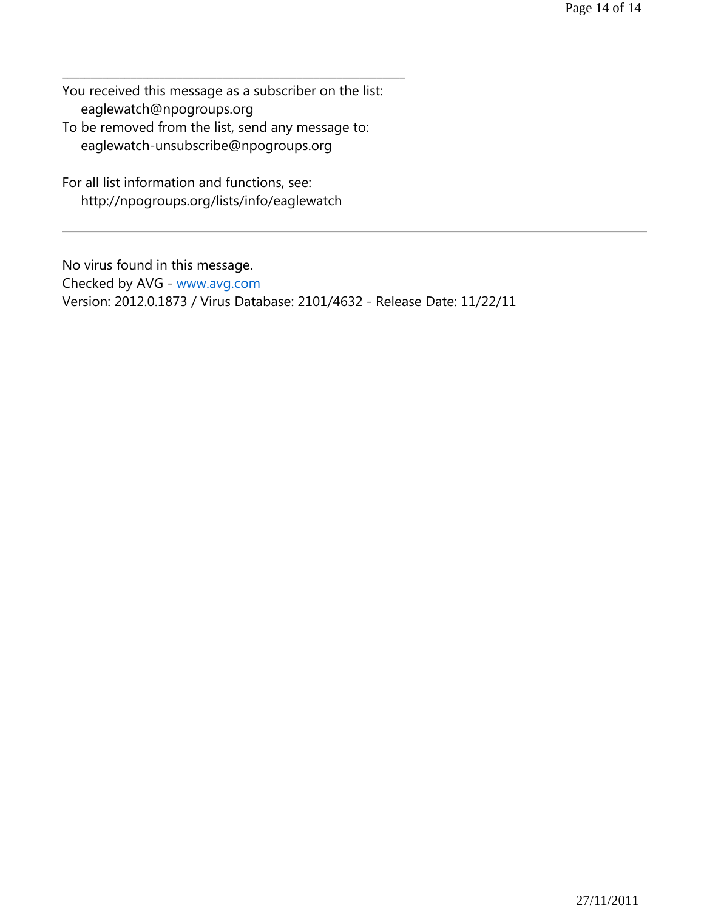_______________________________________________

You received this message as a subscriber on the list:
 eaglewatch@npogroups.org
To be removed from the list, send any message to:
 eaglewatch-unsubscribe@npogroups.org

For all list information and functions, see:
 http://npogroups.org/lists/info/eaglewatch

---

No virus found in this message.
Checked by AVG - www.avg.com
Version: 2012.0.1873 / Virus Database: 2101/4632 - Release Date: 11/22/11